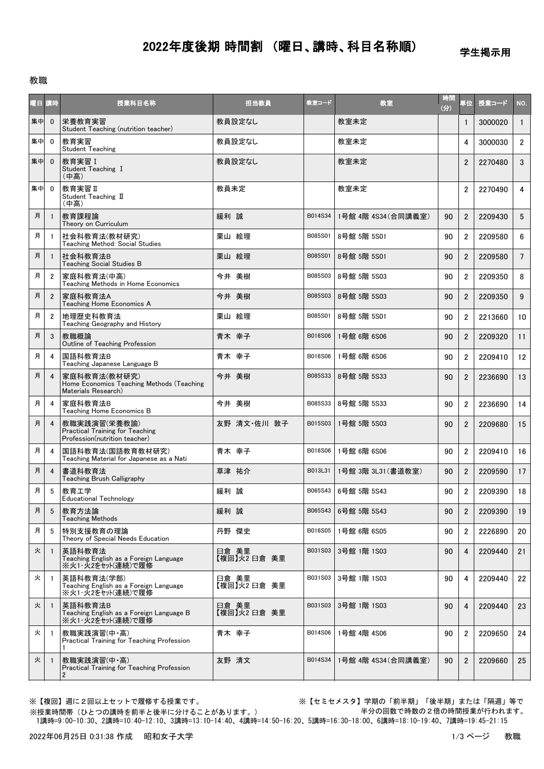# 2022年度後期 時間割 （曜日、講時、科目名称順）

学生掲示用

教職

| 曜日 | 講時 | 授業科目名称 | 担当教員 | 教室コード | 教室 | 時間(分) | 単位 | 授業コード | NO. |
|---|---|---|---|---|---|---|---|---|---|
| 集中 | 0 | 栄養教育実習<br>Student Teaching (nutrition teacher) | 教員設定なし | | 教室未定 | | 1 | 3000020 | 1 |
| 集中 | 0 | 教育実習<br>Student Teaching | 教員設定なし | | 教室未定 | | 4 | 3000030 | 2 |
| 集中 | 0 | 教育実習Ⅰ<br>Student Teaching Ⅰ<br>(中高) | 教員設定なし | | 教室未定 | | 2 | 2270480 | 3 |
| 集中 | 0 | 教育実習Ⅱ<br>Student Teaching Ⅱ<br>(中高) | 教員未定 | | 教室未定 | | 2 | 2270490 | 4 |
| 月 | 1 | 教育課程論<br>Theory on Curriculum | 緩利 誠 | B014S34 | 1号館 4階 4S34(合同講義室) | 90 | 2 | 2209430 | 5 |
| 月 | 1 | 社会科教育法(教材研究)<br>Teaching Method: Social Studies | 栗山 絵理 | B085S01 | 8号館 5階 5S01 | 90 | 2 | 2209580 | 6 |
| 月 | 1 | 社会科教育法B<br>Teaching Social Studies B | 栗山 絵理 | B085S01 | 8号館 5階 5S01 | 90 | 2 | 2209580 | 7 |
| 月 | 2 | 家庭科教育法(中高)<br>Teaching Methods in Home Economics | 今井 美樹 | B085S03 | 8号館 5階 5S03 | 90 | 2 | 2209350 | 8 |
| 月 | 2 | 家庭科教育法A<br>Teaching Home Economics A | 今井 美樹 | B085S03 | 8号館 5階 5S03 | 90 | 2 | 2209350 | 9 |
| 月 | 2 | 地理歴史科教育法<br>Teaching Geography and History | 栗山 絵理 | B085S01 | 8号館 5階 5S01 | 90 | 2 | 2213660 | 10 |
| 月 | 3 | 教職概論<br>Outline of Teaching Profession | 青木 幸子 | B016S06 | 1号館 6階 6S06 | 90 | 2 | 2209320 | 11 |
| 月 | 4 | 国語科教育法B<br>Teaching Japanese Language B | 青木 幸子 | B016S06 | 1号館 6階 6S06 | 90 | 2 | 2209410 | 12 |
| 月 | 4 | 家庭科教育法(教材研究)<br>Home Economics Teaching Methods (Teaching Materials Research) | 今井 美樹 | B085S33 | 8号館 5階 5S33 | 90 | 2 | 2236690 | 13 |
| 月 | 4 | 家庭科教育法B<br>Teaching Home Economics B | 今井 美樹 | B085S33 | 8号館 5階 5S33 | 90 | 2 | 2236690 | 14 |
| 月 | 4 | 教職実践演習(栄養教諭)<br>Practical Training for Teaching Profession(nutrition teacher) | 友野 清文･佐川 敦子 | B015S03 | 1号館 5階 5S03 | 90 | 2 | 2209680 | 15 |
| 月 | 4 | 国語科教育法(国語教育教材研究)<br>Teaching Material for Japanese as a Nati | 青木 幸子 | B016S06 | 1号館 6階 6S06 | 90 | 2 | 2209410 | 16 |
| 月 | 4 | 書道科教育法<br>Teaching Brush Calligraphy | 草津 祐介 | B013L31 | 1号館 3階 3L31(書道教室) | 90 | 2 | 2209590 | 17 |
| 月 | 5 | 教育工学<br>Educational Technology | 緩利 誠 | B065S43 | 6号館 5階 5S43 | 90 | 2 | 2209390 | 18 |
| 月 | 5 | 教育方法論<br>Teaching Methods | 緩利 誠 | B065S43 | 6号館 5階 5S43 | 90 | 2 | 2209390 | 19 |
| 月 | 5 | 特別支援教育の理論<br>Theory of Special Needs Education | 丹野 傑史 | B016S05 | 1号館 6階 6S05 | 90 | 2 | 2226890 | 20 |
| 火 | 1 | 英語科教育法<br>Teaching English as a Foreign Language<br>※火1･火2をｾｯﾄ(連続)で履修 | 臼倉 美里<br>【複回】火2 臼倉 美里 | B031S03 | 3号館 1階 1S03 | 90 | 4 | 2209440 | 21 |
| 火 | 1 | 英語科教育法(学部)<br>Teaching English as a Foreign Language<br>※火1･火2をｾｯﾄ(連続)で履修 | 臼倉 美里<br>【複回】火2 臼倉 美里 | B031S03 | 3号館 1階 1S03 | 90 | 4 | 2209440 | 22 |
| 火 | 1 | 英語科教育法B<br>Teaching English as a Foreign Language B<br>※火1･火2をｾｯﾄ(連続)で履修 | 臼倉 美里<br>【複回】火2 臼倉 美里 | B031S03 | 3号館 1階 1S03 | 90 | 4 | 2209440 | 23 |
| 火 | 1 | 教職実践演習(中・高)<br>Practical Training for Teaching Profession<br>1 | 青木 幸子 | B014S06 | 1号館 4階 4S06 | 90 | 2 | 2209650 | 24 |
| 火 | 1 | 教職実践演習(中・高)<br>Practical Training for Teaching Profession<br>2 | 友野 清文 | B014S34 | 1号館 4階 4S34(合同講義室) | 90 | 2 | 2209660 | 25 |

※【複回】週に２回以上セットで履修する授業です。

※【セミセメスタ】学期の「前半期」「後半期」または「隔週」等で半分の回数で時数の２倍の時間授業が行われます。

※授業時間帯（ひとつの講時を前半と後半に分けることがあります。）

1講時=9:00-10:30、2講時=10:40-12:10、3講時=13:10-14:40、4講時=14:50-16:20、5講時=16:30-18:00、6講時=18:10-19:40、7講時=19:45-21:15

2022年06月25日 0:31:38 作成　昭和女子大学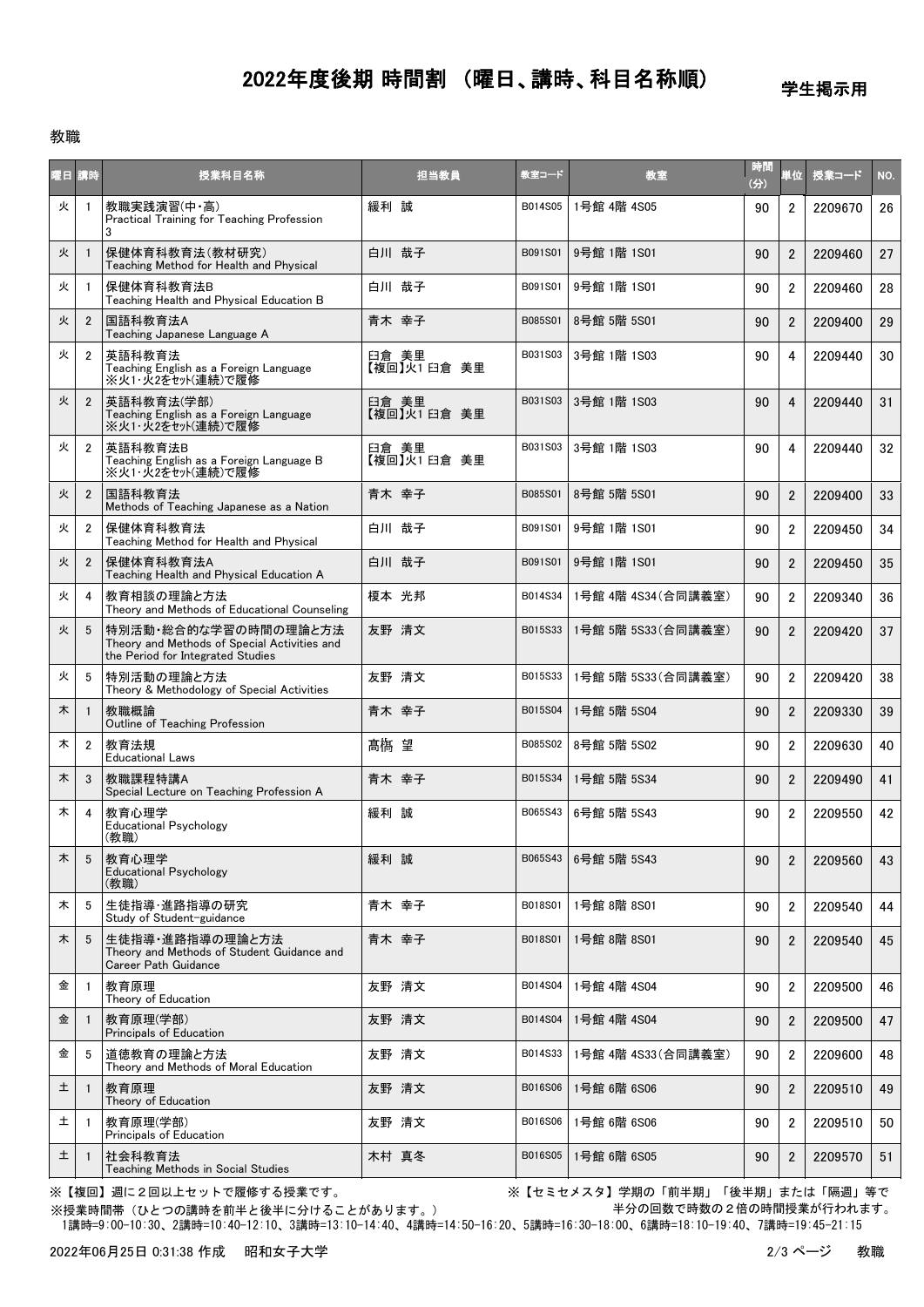# 2022年度後期 時間割 （曜日、講時、科目名称順）

学生掲示用

教職

| 曜日 | 講時 | 授業科目名称 | 担当教員 | 教室コード | 教室 | 時間(分) | 単位 | 授業コード | NO. |
|---|---|---|---|---|---|---|---|---|---|
| 火 | 1 | 教職実践演習(中・高)<br>Practical Training for Teaching Profession 3 | 綏利 誠 | B014S05 | 1号館 4階 4S05 | 90 | 2 | 2209670 | 26 |
| 火 | 1 | 保健体育科教育法(教材研究)<br>Teaching Method for Health and Physical | 白川 哉子 | B091S01 | 9号館 1階 1S01 | 90 | 2 | 2209460 | 27 |
| 火 | 1 | 保健体育科教育法B<br>Teaching Health and Physical Education B | 白川 哉子 | B091S01 | 9号館 1階 1S01 | 90 | 2 | 2209460 | 28 |
| 火 | 2 | 国語科教育法A<br>Teaching Japanese Language A | 青木 幸子 | B085S01 | 8号館 5階 5S01 | 90 | 2 | 2209400 | 29 |
| 火 | 2 | 英語科教育法<br>Teaching English as a Foreign Language<br>※火1・火2をセット(連続)で履修 | 臼倉 美里<br>【複回】火1 臼倉 美里 | B031S03 | 3号館 1階 1S03 | 90 | 4 | 2209440 | 30 |
| 火 | 2 | 英語科教育法(学部)<br>Teaching English as a Foreign Language<br>※火1・火2をセット(連続)で履修 | 臼倉 美里<br>【複回】火1 臼倉 美里 | B031S03 | 3号館 1階 1S03 | 90 | 4 | 2209440 | 31 |
| 火 | 2 | 英語科教育法B<br>Teaching English as a Foreign Language B<br>※火1・火2をセット(連続)で履修 | 臼倉 美里<br>【複回】火1 臼倉 美里 | B031S03 | 3号館 1階 1S03 | 90 | 4 | 2209440 | 32 |
| 火 | 2 | 国語科教育法<br>Methods of Teaching Japanese as a Nation | 青木 幸子 | B085S01 | 8号館 5階 5S01 | 90 | 2 | 2209400 | 33 |
| 火 | 2 | 保健体育科教育法<br>Teaching Method for Health and Physical | 白川 哉子 | B091S01 | 9号館 1階 1S01 | 90 | 2 | 2209450 | 34 |
| 火 | 2 | 保健体育科教育法A<br>Teaching Health and Physical Education A | 白川 哉子 | B091S01 | 9号館 1階 1S01 | 90 | 2 | 2209450 | 35 |
| 火 | 4 | 教育相談の理論と方法<br>Theory and Methods of Educational Counseling | 榎本 光邦 | B014S34 | 1号館 4階 4S34(合同講義室) | 90 | 2 | 2209340 | 36 |
| 火 | 5 | 特別活動・総合的な学習の時間の理論と方法<br>Theory and Methods of Special Activities and the Period for Integrated Studies | 友野 清文 | B015S33 | 1号館 5階 5S33(合同講義室) | 90 | 2 | 2209420 | 37 |
| 火 | 5 | 特別活動の理論と方法<br>Theory & Methodology of Special Activities | 友野 清文 | B015S33 | 1号館 5階 5S33(合同講義室) | 90 | 2 | 2209420 | 38 |
| 木 | 1 | 教職概論<br>Outline of Teaching Profession | 青木 幸子 | B015S04 | 1号館 5階 5S04 | 90 | 2 | 2209330 | 39 |
| 木 | 2 | 教育法規<br>Educational Laws | 髙橋 望 | B085S02 | 8号館 5階 5S02 | 90 | 2 | 2209630 | 40 |
| 木 | 3 | 教職課程特講A<br>Special Lecture on Teaching Profession A | 青木 幸子 | B015S34 | 1号館 5階 5S34 | 90 | 2 | 2209490 | 41 |
| 木 | 4 | 教育心理学<br>Educational Psychology<br>(教職) | 綏利 誠 | B065S43 | 6号館 5階 5S43 | 90 | 2 | 2209550 | 42 |
| 木 | 5 | 教育心理学<br>Educational Psychology<br>(教職) | 綏利 誠 | B065S43 | 6号館 5階 5S43 | 90 | 2 | 2209560 | 43 |
| 木 | 5 | 生徒指導・進路指導の研究<br>Study of Student-guidance | 青木 幸子 | B018S01 | 1号館 8階 8S01 | 90 | 2 | 2209540 | 44 |
| 木 | 5 | 生徒指導・進路指導の理論と方法<br>Theory and Methods of Student Guidance and Career Path Guidance | 青木 幸子 | B018S01 | 1号館 8階 8S01 | 90 | 2 | 2209540 | 45 |
| 金 | 1 | 教育原理<br>Theory of Education | 友野 清文 | B014S04 | 1号館 4階 4S04 | 90 | 2 | 2209500 | 46 |
| 金 | 1 | 教育原理(学部)<br>Principals of Education | 友野 清文 | B014S04 | 1号館 4階 4S04 | 90 | 2 | 2209500 | 47 |
| 金 | 5 | 道徳教育の理論と方法<br>Theory and Methods of Moral Education | 友野 清文 | B014S33 | 1号館 4階 4S33(合同講義室) | 90 | 2 | 2209600 | 48 |
| 土 | 1 | 教育原理<br>Theory of Education | 友野 清文 | B016S06 | 1号館 6階 6S06 | 90 | 2 | 2209510 | 49 |
| 土 | 1 | 教育原理(学部)<br>Principals of Education | 友野 清文 | B016S06 | 1号館 6階 6S06 | 90 | 2 | 2209510 | 50 |
| 土 | 1 | 社会科教育法<br>Teaching Methods in Social Studies | 木村 真冬 | B016S05 | 1号館 6階 6S05 | 90 | 2 | 2209570 | 51 |

※【複回】週に2回以上セットで履修する授業です。

※【セミセメスタ】学期の「前半期」「後半期」または「隔週」等で半分の回数で時数の２倍の時間授業が行われます。

※授業時間帯（ひとつの講時を前半と後半に分けることがあります。）
1講時=9:00-10:30、2講時=10:40-12:10、3講時=13:10-14:40、4講時=14:50-16:20、5講時=16:30-18:00、6講時=18:10-19:40、7講時=19:45-21:15

2022年06月25日 0:31:38 作成　昭和女子大学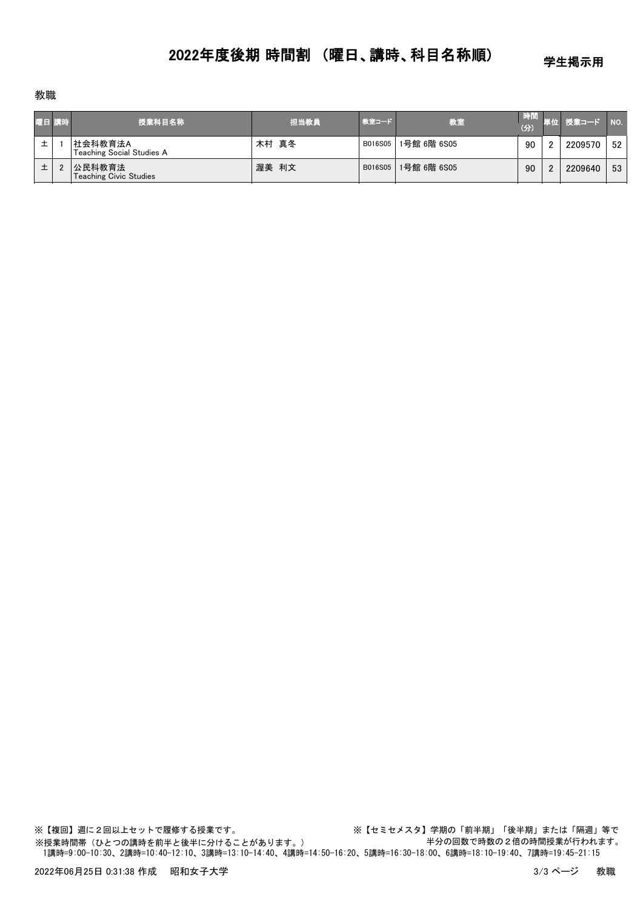# 2022年度後期 時間割 （曜日、講時、科目名称順）

学生掲示用

教職

| 曜日 | 講時 | 授業科目名称 | 担当教員 | 教室コード | 教室 | 時間(分) | 単位 | 授業コード | NO. |
|---|---|---|---|---|---|---|---|---|---|
| 土 | 1 | 社会科教育法A<br>Teaching Social Studies A | 木村 真冬 | B016S05 | 1号館 6階 6S05 | 90 | 2 | 2209570 | 52 |
| 土 | 2 | 公民科教育法<br>Teaching Civic Studies | 渥美 利文 | B016S05 | 1号館 6階 6S05 | 90 | 2 | 2209640 | 53 |

※【複回】週に２回以上セットで履修する授業です。

※【セミセメスタ】学期の「前半期」「後半期」または「隔週」等で半分の回数で時数の２倍の時間授業が行われます。

※授業時間帯（ひとつの講時を前半と後半に分けることがあります。）

1講時=9:00-10:30、2講時=10:40-12:10、3講時=13:10-14:40、4講時=14:50-16:20、5講時=16:30-18:00、6講時=18:10-19:40、7講時=19:45-21:15

2022年06月25日 0:31:38 作成　昭和女子大学